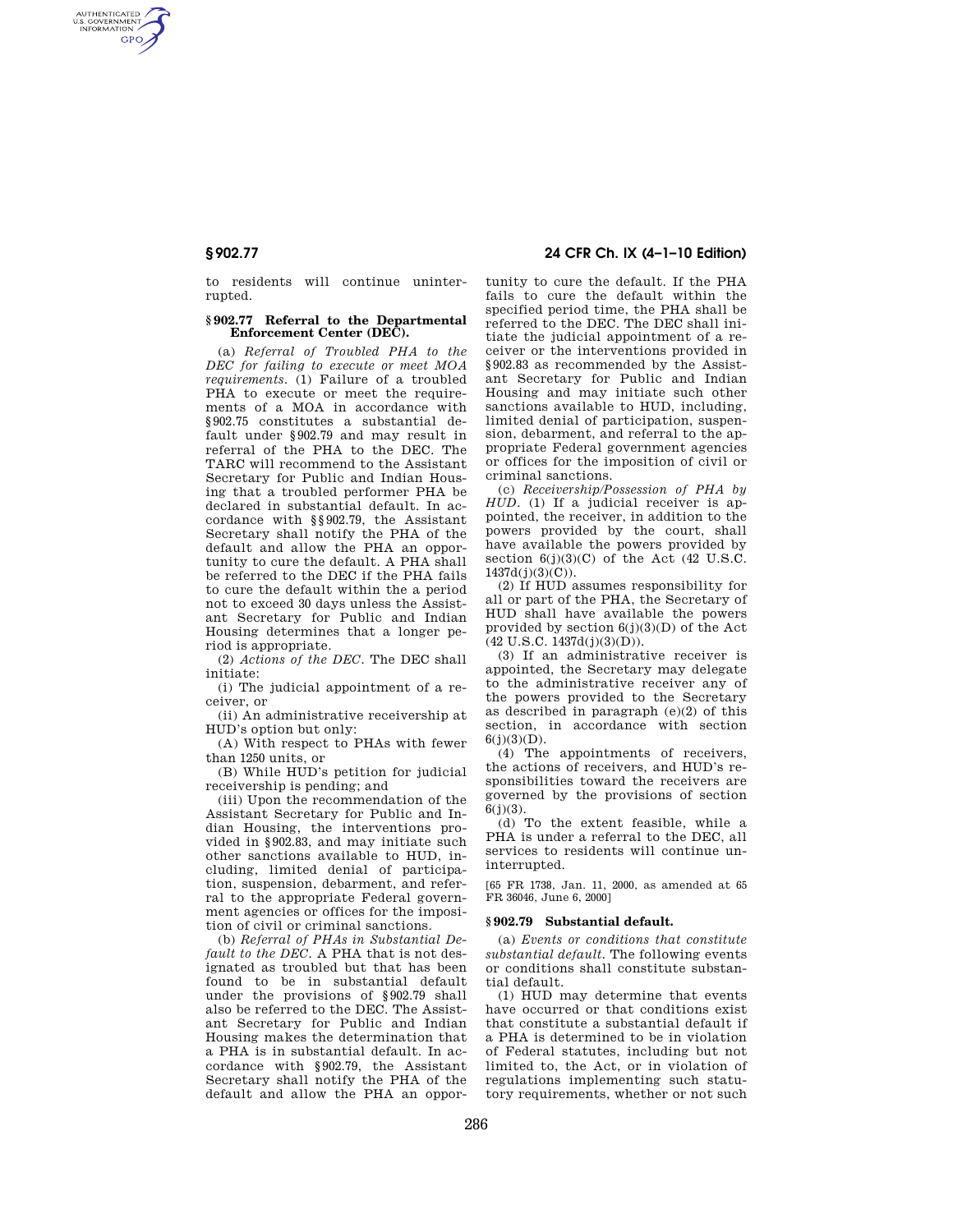to residents will continue uninterrupted.

### § 902.77 Referral to the Departmental Enforcement Center (DEC).

(a) *Referral of Troubled PHA to the DEC for failing to execute or meet MOA requirements.* (1) Failure of a troubled PHA to execute or meet the requirements of a MOA in accordance with § 902.75 constitutes a substantial default under § 902.79 and may result in referral of the PHA to the DEC. The TARC will recommend to the Assistant Secretary for Public and Indian Housing that a troubled performer PHA be declared in substantial default. In accordance with §§ 902.79, the Assistant Secretary shall notify the PHA of the default and allow the PHA an opportunity to cure the default. A PHA shall be referred to the DEC if the PHA fails to cure the default within the a period not to exceed 30 days unless the Assistant Secretary for Public and Indian Housing determines that a longer period is appropriate.

(2) *Actions of the DEC.* The DEC shall initiate:

(i) The judicial appointment of a receiver, or

(ii) An administrative receivership at HUD's option but only:

(A) With respect to PHAs with fewer than 1250 units, or

(B) While HUD's petition for judicial receivership is pending; and

(iii) Upon the recommendation of the Assistant Secretary for Public and Indian Housing, the interventions provided in § 902.83, and may initiate such other sanctions available to HUD, including, limited denial of participation, suspension, debarment, and referral to the appropriate Federal government agencies or offices for the imposition of civil or criminal sanctions.

(b) *Referral of PHAs in Substantial Default to the DEC.* A PHA that is not designated as troubled but that has been found to be in substantial default under the provisions of § 902.79 shall also be referred to the DEC. The Assistant Secretary for Public and Indian Housing makes the determination that a PHA is in substantial default. In accordance with § 902.79, the Assistant Secretary shall notify the PHA of the default and allow the PHA an opportunity to cure the default. If the PHA fails to cure the default within the specified period time, the PHA shall be referred to the DEC. The DEC shall initiate the judicial appointment of a receiver or the interventions provided in § 902.83 as recommended by the Assistant Secretary for Public and Indian Housing and may initiate such other sanctions available to HUD, including, limited denial of participation, suspension, debarment, and referral to the appropriate Federal government agencies or offices for the imposition of civil or criminal sanctions.

(c) *Receivership/Possession of PHA by HUD.* (1) If a judicial receiver is appointed, the receiver, in addition to the powers provided by the court, shall have available the powers provided by section 6(j)(3)(C) of the Act (42 U.S.C. 1437d(j)(3)(C)).

(2) If HUD assumes responsibility for all or part of the PHA, the Secretary of HUD shall have available the powers provided by section 6(j)(3)(D) of the Act (42 U.S.C. 1437d(j)(3)(D)).

(3) If an administrative receiver is appointed, the Secretary may delegate to the administrative receiver any of the powers provided to the Secretary as described in paragraph (e)(2) of this section, in accordance with section 6(j)(3)(D).

(4) The appointments of receivers, the actions of receivers, and HUD's responsibilities toward the receivers are governed by the provisions of section 6(j)(3).

(d) To the extent feasible, while a PHA is under a referral to the DEC, all services to residents will continue uninterrupted.

[65 FR 1738, Jan. 11, 2000, as amended at 65 FR 36046, June 6, 2000]

### § 902.79 Substantial default.

(a) *Events or conditions that constitute substantial default.* The following events or conditions shall constitute substantial default.

(1) HUD may determine that events have occurred or that conditions exist that constitute a substantial default if a PHA is determined to be in violation of Federal statutes, including but not limited to, the Act, or in violation of regulations implementing such statutory requirements, whether or not such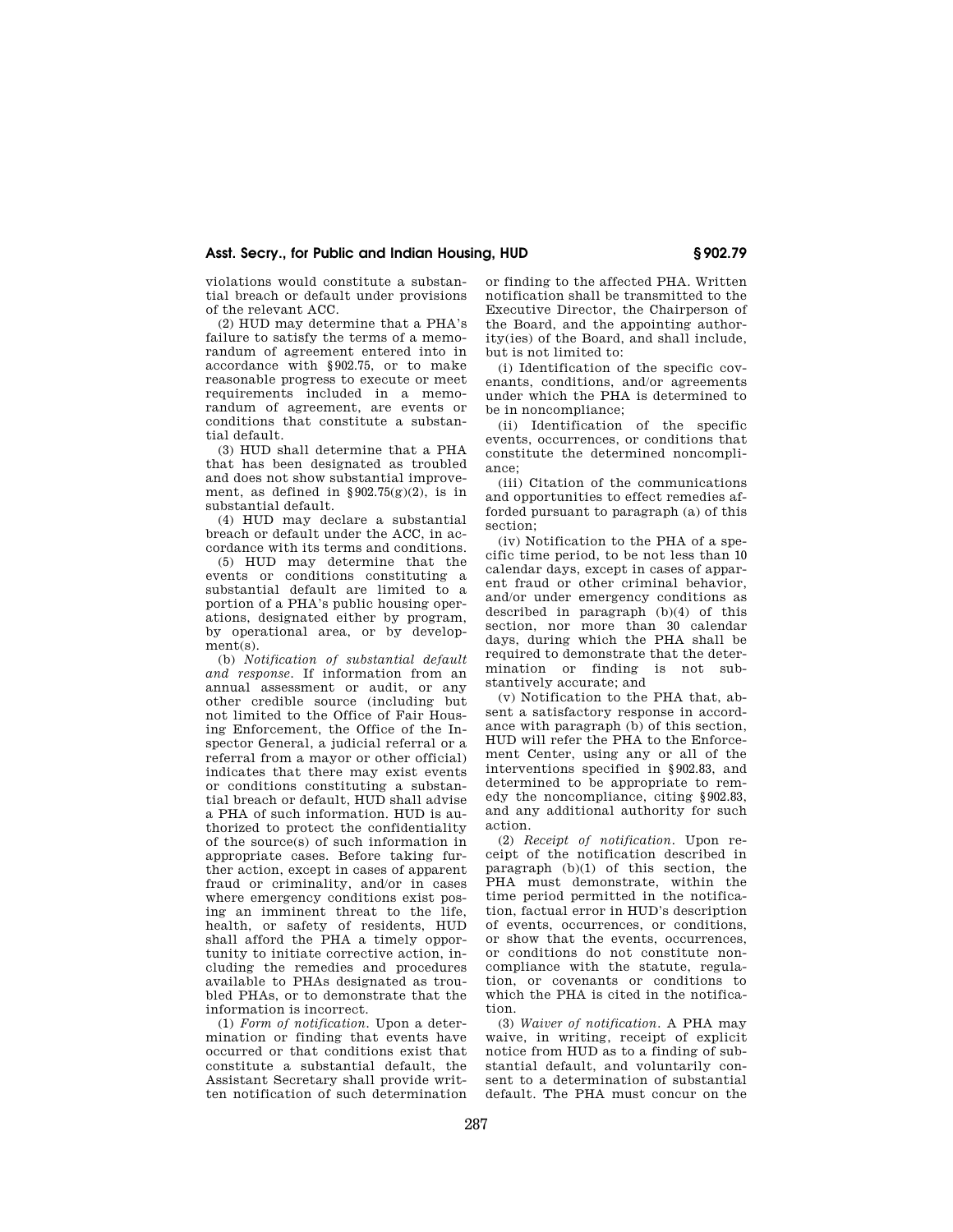violations would constitute a substantial breach or default under provisions of the relevant ACC.

(2) HUD may determine that a PHA's failure to satisfy the terms of a memorandum of agreement entered into in accordance with §902.75, or to make reasonable progress to execute or meet requirements included in a memorandum of agreement, are events or conditions that constitute a substantial default.

(3) HUD shall determine that a PHA that has been designated as troubled and does not show substantial improvement, as defined in §902.75(g)(2), is in substantial default.

(4) HUD may declare a substantial breach or default under the ACC, in accordance with its terms and conditions.

(5) HUD may determine that the events or conditions constituting a substantial default are limited to a portion of a PHA's public housing operations, designated either by program, by operational area, or by development(s).

(b) *Notification of substantial default and response.* If information from an annual assessment or audit, or any other credible source (including but not limited to the Office of Fair Housing Enforcement, the Office of the Inspector General, a judicial referral or a referral from a mayor or other official) indicates that there may exist events or conditions constituting a substantial breach or default, HUD shall advise a PHA of such information. HUD is authorized to protect the confidentiality of the source(s) of such information in appropriate cases. Before taking further action, except in cases of apparent fraud or criminality, and/or in cases where emergency conditions exist posing an imminent threat to the life, health, or safety of residents, HUD shall afford the PHA a timely opportunity to initiate corrective action, including the remedies and procedures available to PHAs designated as troubled PHAs, or to demonstrate that the information is incorrect.

(1) *Form of notification.* Upon a determination or finding that events have occurred or that conditions exist that constitute a substantial default, the Assistant Secretary shall provide written notification of such determination or finding to the affected PHA. Written notification shall be transmitted to the Executive Director, the Chairperson of the Board, and the appointing authority(ies) of the Board, and shall include, but is not limited to:

(i) Identification of the specific covenants, conditions, and/or agreements under which the PHA is determined to be in noncompliance;

(ii) Identification of the specific events, occurrences, or conditions that constitute the determined noncompliance;

(iii) Citation of the communications and opportunities to effect remedies afforded pursuant to paragraph (a) of this section;

(iv) Notification to the PHA of a specific time period, to be not less than 10 calendar days, except in cases of apparent fraud or other criminal behavior, and/or under emergency conditions as described in paragraph (b)(4) of this section, nor more than 30 calendar days, during which the PHA shall be required to demonstrate that the determination or finding is not substantively accurate; and

(v) Notification to the PHA that, absent a satisfactory response in accordance with paragraph (b) of this section, HUD will refer the PHA to the Enforcement Center, using any or all of the interventions specified in §902.83, and determined to be appropriate to remedy the noncompliance, citing §902.83, and any additional authority for such action.

(2) *Receipt of notification.* Upon receipt of the notification described in paragraph (b)(1) of this section, the PHA must demonstrate, within the time period permitted in the notification, factual error in HUD's description of events, occurrences, or conditions, or show that the events, occurrences, or conditions do not constitute noncompliance with the statute, regulation, or covenants or conditions to which the PHA is cited in the notification.

(3) *Waiver of notification.* A PHA may waive, in writing, receipt of explicit notice from HUD as to a finding of substantial default, and voluntarily consent to a determination of substantial default. The PHA must concur on the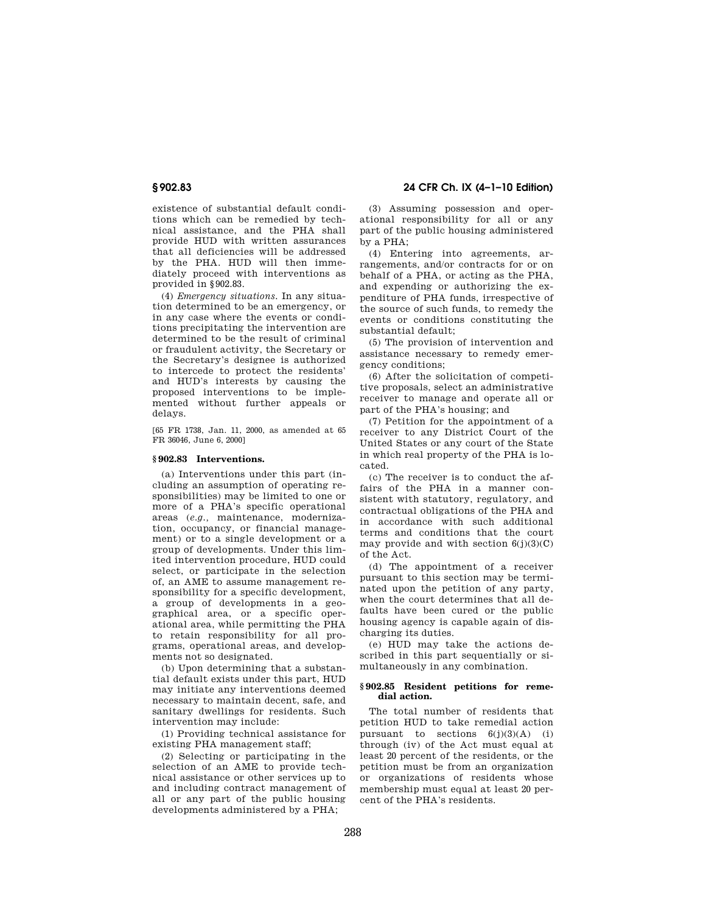existence of substantial default conditions which can be remedied by technical assistance, and the PHA shall provide HUD with written assurances that all deficiencies will be addressed by the PHA. HUD will then immediately proceed with interventions as provided in §902.83.

(4) *Emergency situations.* In any situation determined to be an emergency, or in any case where the events or conditions precipitating the intervention are determined to be the result of criminal or fraudulent activity, the Secretary or the Secretary's designee is authorized to intercede to protect the residents' and HUD's interests by causing the proposed interventions to be implemented without further appeals or delays.

[65 FR 1738, Jan. 11, 2000, as amended at 65 FR 36046, June 6, 2000]

### §902.83 Interventions.

(a) Interventions under this part (including an assumption of operating responsibilities) may be limited to one or more of a PHA's specific operational areas (*e.g.,* maintenance, modernization, occupancy, or financial management) or to a single development or a group of developments. Under this limited intervention procedure, HUD could select, or participate in the selection of, an AME to assume management responsibility for a specific development, a group of developments in a geographical area, or a specific operational area, while permitting the PHA to retain responsibility for all programs, operational areas, and developments not so designated.

(b) Upon determining that a substantial default exists under this part, HUD may initiate any interventions deemed necessary to maintain decent, safe, and sanitary dwellings for residents. Such intervention may include:

(1) Providing technical assistance for existing PHA management staff;

(2) Selecting or participating in the selection of an AME to provide technical assistance or other services up to and including contract management of all or any part of the public housing developments administered by a PHA;

(3) Assuming possession and operational responsibility for all or any part of the public housing administered by a PHA;

(4) Entering into agreements, arrangements, and/or contracts for or on behalf of a PHA, or acting as the PHA, and expending or authorizing the expenditure of PHA funds, irrespective of the source of such funds, to remedy the events or conditions constituting the substantial default;

(5) The provision of intervention and assistance necessary to remedy emergency conditions;

(6) After the solicitation of competitive proposals, select an administrative receiver to manage and operate all or part of the PHA's housing; and

(7) Petition for the appointment of a receiver to any District Court of the United States or any court of the State in which real property of the PHA is located.

(c) The receiver is to conduct the affairs of the PHA in a manner consistent with statutory, regulatory, and contractual obligations of the PHA and in accordance with such additional terms and conditions that the court may provide and with section 6(j)(3)(C) of the Act.

(d) The appointment of a receiver pursuant to this section may be terminated upon the petition of any party, when the court determines that all defaults have been cured or the public housing agency is capable again of discharging its duties.

(e) HUD may take the actions described in this part sequentially or simultaneously in any combination.

### §902.85 Resident petitions for remedial action.

The total number of residents that petition HUD to take remedial action pursuant to sections 6(j)(3)(A) (i) through (iv) of the Act must equal at least 20 percent of the residents, or the petition must be from an organization or organizations of residents whose membership must equal at least 20 percent of the PHA's residents.